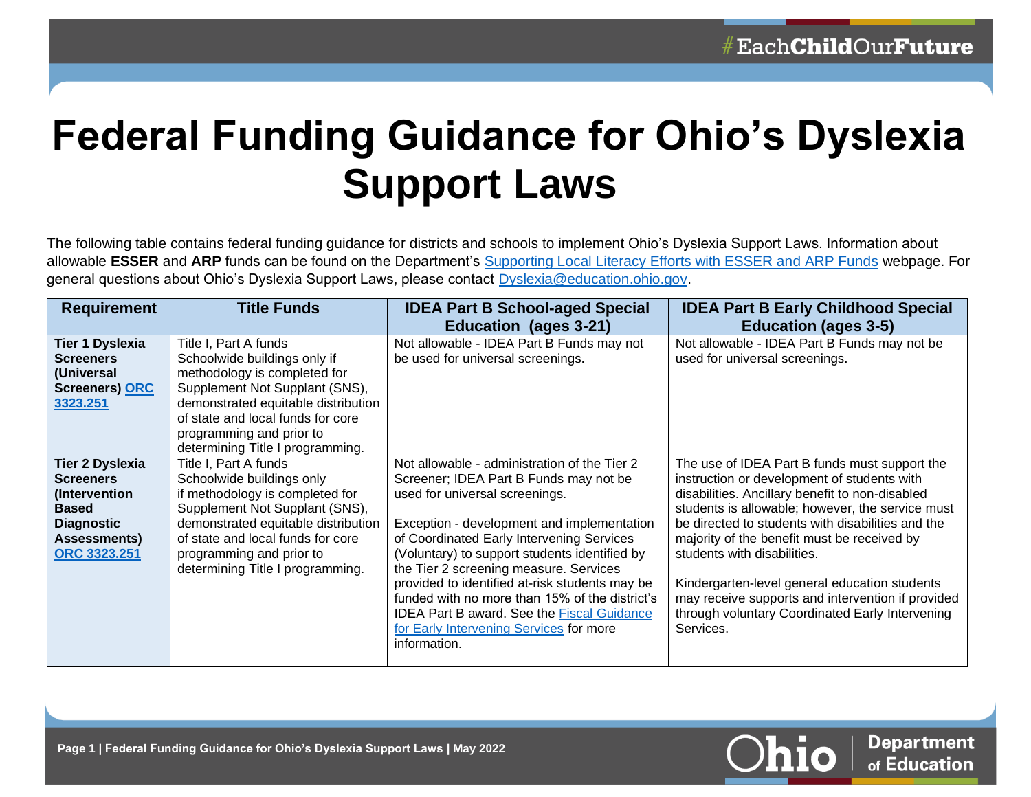# Federal Funding Guidance for Ohio's Dyslexia Support Laws

The following table contains federal funding guidance for districts and schools to implement Ohio's Dyslexia Support Laws. Information about allowable **ESSER** and **ARP** funds can be found on the Department's [Supporting Local Literacy Efforts with ESSER and ARP Funds](#) webpage. For general questions about Ohio's Dyslexia Support Laws, please contact [Dyslexia@education.ohio.gov](mailto:Dyslexia@education.ohio.gov).

| Requirement | Title Funds | IDEA Part B School-aged Special Education (ages 3-21) | IDEA Part B Early Childhood Special Education (ages 3-5) |
|---|---|---|---|
| **Tier 1 Dyslexia Screeners (Universal Screeners) [ORC 3323.251](#)** | Title I, Part A funds Schoolwide buildings only if methodology is completed for Supplement Not Supplant (SNS), demonstrated equitable distribution of state and local funds for core programming and prior to determining Title I programming. | Not allowable - IDEA Part B Funds may not be used for universal screenings. | Not allowable - IDEA Part B Funds may not be used for universal screenings. |
| **Tier 2 Dyslexia Screeners (Intervention Based Diagnostic Assessments) [ORC 3323.251](#)** | Title I, Part A funds Schoolwide buildings only if methodology is completed for Supplement Not Supplant (SNS), demonstrated equitable distribution of state and local funds for core programming and prior to determining Title I programming. | Not allowable - administration of the Tier 2 Screener; IDEA Part B Funds may not be used for universal screenings.<br><br>Exception - development and implementation of Coordinated Early Intervening Services (Voluntary) to support students identified by the Tier 2 screening measure. Services provided to identified at-risk students may be funded with no more than 15% of the district's IDEA Part B award. See the [Fiscal Guidance for Early Intervening Services](#) for more information. | The use of IDEA Part B funds must support the instruction or development of students with disabilities. Ancillary benefit to non-disabled students is allowable; however, the service must be directed to students with disabilities and the majority of the benefit must be received by students with disabilities.<br><br>Kindergarten-level general education students may receive supports and intervention if provided through voluntary Coordinated Early Intervening Services. |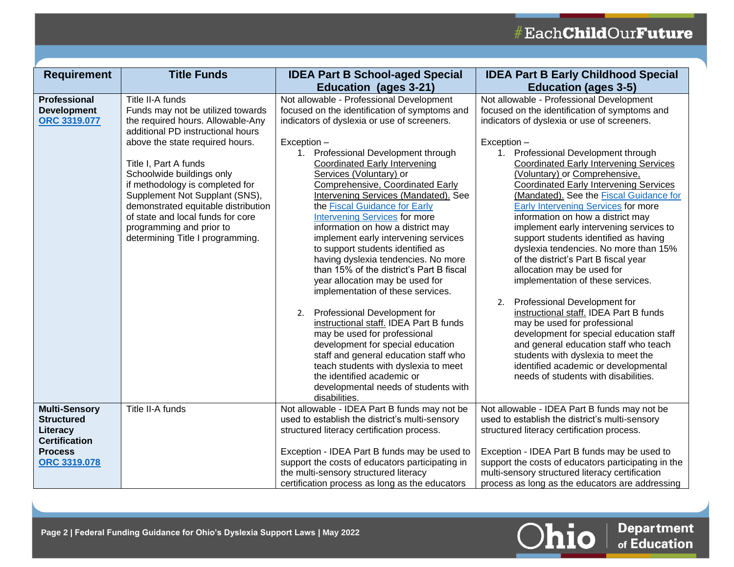| Requirement | Title Funds | IDEA Part B School-aged Special Education (ages 3-21) | IDEA Part B Early Childhood Special Education (ages 3-5) |
|---|---|---|---|
| **Professional Development** **ORC 3319.077** | Title II-A funds<br>Funds may not be utilized towards the required hours. Allowable-Any additional PD instructional hours above the state required hours.<br><br>Title I, Part A funds<br>Schoolwide buildings only if methodology is completed for Supplement Not Supplant (SNS), demonstrated equitable distribution of state and local funds for core programming and prior to determining Title I programming. | Not allowable - Professional Development focused on the identification of symptoms and indicators of dyslexia or use of screeners.<br><br>Exception –<br>1. Professional Development through Coordinated Early Intervening Services (Voluntary) or Comprehensive, Coordinated Early Intervening Services (Mandated). See the Fiscal Guidance for Early Intervening Services for more information on how a district may implement early intervening services to support students identified as having dyslexia tendencies. No more than 15% of the district's Part B fiscal year allocation may be used for implementation of these services.<br><br>2. Professional Development for instructional staff. IDEA Part B funds may be used for professional development for special education staff and general education staff who teach students with dyslexia to meet the identified academic or developmental needs of students with disabilities. | Not allowable - Professional Development focused on the identification of symptoms and indicators of dyslexia or use of screeners.<br><br>Exception –<br>1. Professional Development through Coordinated Early Intervening Services (Voluntary) or Comprehensive, Coordinated Early Intervening Services (Mandated). See the Fiscal Guidance for Early Intervening Services for more information on how a district may implement early intervening services to support students identified as having dyslexia tendencies. No more than 15% of the district's Part B fiscal year allocation may be used for implementation of these services.<br><br>2. Professional Development for instructional staff. IDEA Part B funds may be used for professional development for special education staff and general education staff who teach students with dyslexia to meet the identified academic or developmental needs of students with disabilities. |
| **Multi-Sensory Structured Literacy Certification Process** **ORC 3319.078** | Title II-A funds | Not allowable - IDEA Part B funds may not be used to establish the district's multi-sensory structured literacy certification process.<br><br>Exception - IDEA Part B funds may be used to support the costs of educators participating in the multi-sensory structured literacy certification process as long as the educators | Not allowable - IDEA Part B funds may not be used to establish the district's multi-sensory structured literacy certification process.<br><br>Exception - IDEA Part B funds may be used to support the costs of educators participating in the multi-sensory structured literacy certification process as long as the educators are addressing |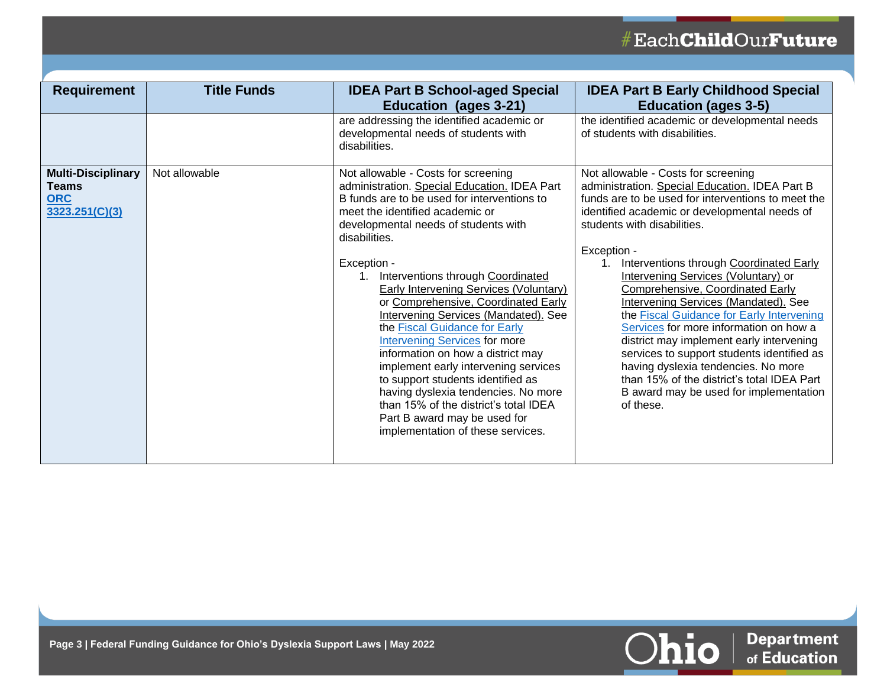| Requirement | Title Funds | IDEA Part B School-aged Special Education (ages 3-21) | IDEA Part B Early Childhood Special Education (ages 3-5) |
|---|---|---|---|
| | | are addressing the identified academic or developmental needs of students with disabilities. | the identified academic or developmental needs of students with disabilities. |
| **Multi-Disciplinary Teams** [ORC 3323.251(C)(3)](#) | Not allowable | Not allowable - Costs for screening administration. Special Education. IDEA Part B funds are to be used for interventions to meet the identified academic or developmental needs of students with disabilities.<br><br>Exception -<br>1. Interventions through Coordinated Early Intervening Services (Voluntary) or Comprehensive, Coordinated Early Intervening Services (Mandated). See the Fiscal Guidance for Early Intervening Services for more information on how a district may implement early intervening services to support students identified as having dyslexia tendencies. No more than 15% of the district's total IDEA Part B award may be used for implementation of these services. | Not allowable - Costs for screening administration. Special Education. IDEA Part B funds are to be used for interventions to meet the identified academic or developmental needs of students with disabilities.<br><br>Exception -<br>1. Interventions through Coordinated Early Intervening Services (Voluntary) or Comprehensive, Coordinated Early Intervening Services (Mandated). See the Fiscal Guidance for Early Intervening Services for more information on how a district may implement early intervening services to support students identified as having dyslexia tendencies. No more than 15% of the district's total IDEA Part B award may be used for implementation of these. |